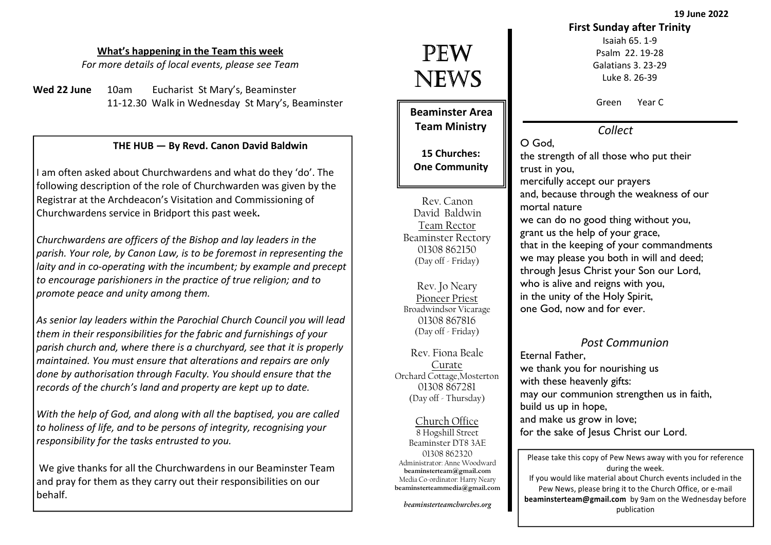## What's happening in the Team this week

*For more details of local events, please see Team*

**Wed 22 June** 10am Eucharist St Mary's, Beaminster
11-12.30 Walk in Wednesday St Mary's, Beaminster

### THE HUB — By Revd. Canon David Baldwin

I am often asked about Churchwardens and what do they 'do'. The following description of the role of Churchwarden was given by the Registrar at the Archdeacon's Visitation and Commissioning of Churchwardens service in Bridport this past week**.**

*Churchwardens are officers of the Bishop and lay leaders in the parish. Your role, by Canon Law, is to be foremost in representing the laity and in co-operating with the incumbent; by example and precept to encourage parishioners in the practice of true religion; and to promote peace and unity among them.*

*As senior lay leaders within the Parochial Church Council you will lead them in their responsibilities for the fabric and furnishings of your parish church and, where there is a churchyard, see that it is properly maintained. You must ensure that alterations and repairs are only done by authorisation through Faculty. You should ensure that the records of the church's land and property are kept up to date.*

*With the help of God, and along with all the baptised, you are called to holiness of life, and to be persons of integrity, recognising your responsibility for the tasks entrusted to you.*

We give thanks for all the Churchwardens in our Beaminster Team and pray for them as they carry out their responsibilities on our behalf.

# PEW NEWS

**Beaminster Area Team Ministry**

**15 Churches: One Community**

Rev. Canon David Baldwin
Team Rector
Beaminster Rectory
01308 862150
(Day off - Friday)

Rev. Jo Neary
Pioneer Priest
Broadwindsor Vicarage
01308 867816
(Day off - Friday)

Rev. Fiona Beale
Curate
Orchard Cottage,Mosterton
01308 867281
(Day off - Thursday)

Church Office
8 Hogshill Street
Beaminster DT8 3AE
01308 862320
Administrator: Anne Woodward
**beaminsterteam@gmail.com**
Media Co-ordinator: Harry Neary
**beaminsterteammedia@gmail.com**

*beaminsterteamchurches.org*

**19 June 2022**

**First Sunday after Trinity**

Isaiah 65. 1-9
Psalm 22. 19-28
Galatians 3. 23-29
Luke 8. 26-39

Green Year C

### *Collect*

O God,
the strength of all those who put their trust in you,
mercifully accept our prayers
and, because through the weakness of our mortal nature
we can do no good thing without you,
grant us the help of your grace,
that in the keeping of your commandments
we may please you both in will and deed;
through Jesus Christ your Son our Lord,
who is alive and reigns with you,
in the unity of the Holy Spirit,
one God, now and for ever.

### *Post Communion*

Eternal Father,
we thank you for nourishing us
with these heavenly gifts:
may our communion strengthen us in faith,
build us up in hope,
and make us grow in love;
for the sake of Jesus Christ our Lord.

Please take this copy of Pew News away with you for reference during the week.
If you would like material about Church events included in the Pew News, please bring it to the Church Office, or e-mail **beaminsterteam@gmail.com** by 9am on the Wednesday before publication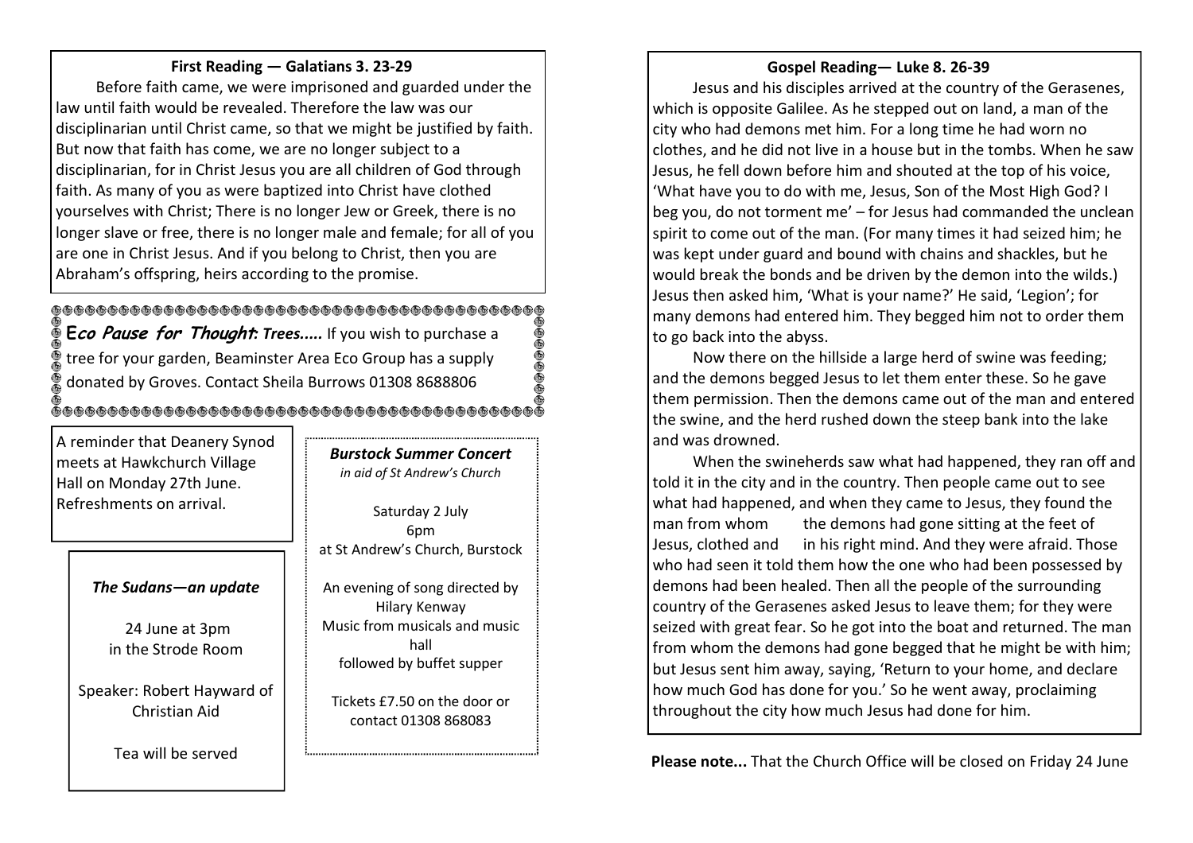## First Reading — Galatians 3. 23-29

Before faith came, we were imprisoned and guarded under the law until faith would be revealed. Therefore the law was our disciplinarian until Christ came, so that we might be justified by faith. But now that faith has come, we are no longer subject to a disciplinarian, for in Christ Jesus you are all children of God through faith. As many of you as were baptized into Christ have clothed yourselves with Christ; There is no longer Jew or Greek, there is no longer slave or free, there is no longer male and female; for all of you are one in Christ Jesus. And if you belong to Christ, then you are Abraham's offspring, heirs according to the promise.

**E*co Pause for Thought*: *Trees.....*** If you wish to purchase a tree for your garden, Beaminster Area Eco Group has a supply donated by Groves. Contact Sheila Burrows 01308 8688806

A reminder that Deanery Synod meets at Hawkchurch Village Hall on Monday 27th June. Refreshments on arrival.

***The Sudans—an update***

24 June at 3pm
in the Strode Room

Speaker: Robert Hayward of Christian Aid

Tea will be served

***Burstock Summer Concert***
*in aid of St Andrew's Church*

Saturday 2 July
6pm
at St Andrew's Church, Burstock

An evening of song directed by Hilary Kenway
Music from musicals and music hall
followed by buffet supper

Tickets £7.50 on the door or contact 01308 868083

## Gospel Reading— Luke 8. 26-39

Jesus and his disciples arrived at the country of the Gerasenes, which is opposite Galilee. As he stepped out on land, a man of the city who had demons met him. For a long time he had worn no clothes, and he did not live in a house but in the tombs. When he saw Jesus, he fell down before him and shouted at the top of his voice, 'What have you to do with me, Jesus, Son of the Most High God? I beg you, do not torment me' – for Jesus had commanded the unclean spirit to come out of the man. (For many times it had seized him; he was kept under guard and bound with chains and shackles, but he would break the bonds and be driven by the demon into the wilds.) Jesus then asked him, 'What is your name?' He said, 'Legion'; for many demons had entered him. They begged him not to order them to go back into the abyss.

Now there on the hillside a large herd of swine was feeding; and the demons begged Jesus to let them enter these. So he gave them permission. Then the demons came out of the man and entered the swine, and the herd rushed down the steep bank into the lake and was drowned.

When the swineherds saw what had happened, they ran off and told it in the city and in the country. Then people came out to see what had happened, and when they came to Jesus, they found the man from whom the demons had gone sitting at the feet of Jesus, clothed and in his right mind. And they were afraid. Those who had seen it told them how the one who had been possessed by demons had been healed. Then all the people of the surrounding country of the Gerasenes asked Jesus to leave them; for they were seized with great fear. So he got into the boat and returned. The man from whom the demons had gone begged that he might be with him; but Jesus sent him away, saying, 'Return to your home, and declare how much God has done for you.' So he went away, proclaiming throughout the city how much Jesus had done for him.

**Please note...** That the Church Office will be closed on Friday 24 June